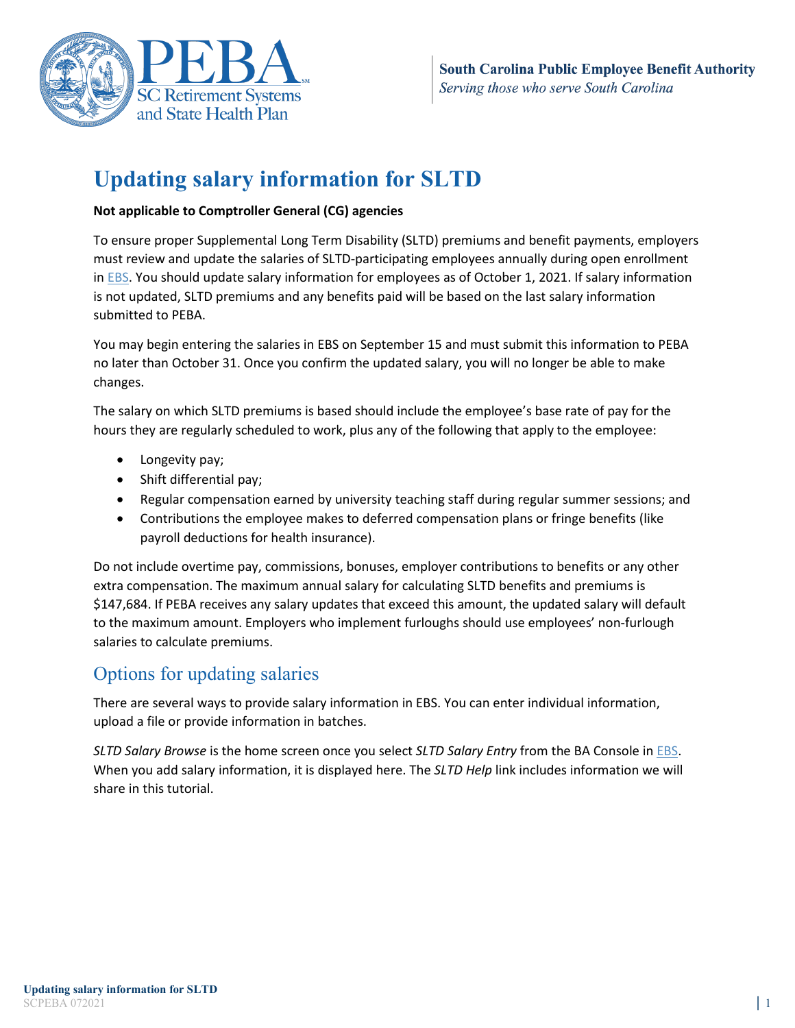South Carolina Public Employee Benefit Authority
*Serving those who serve South Carolina*

# Updating salary information for SLTD

**Not applicable to Comptroller General (CG) agencies**

To ensure proper Supplemental Long Term Disability (SLTD) premiums and benefit payments, employers must review and update the salaries of SLTD-participating employees annually during open enrollment in EBS. You should update salary information for employees as of October 1, 2021. If salary information is not updated, SLTD premiums and any benefits paid will be based on the last salary information submitted to PEBA.

You may begin entering the salaries in EBS on September 15 and must submit this information to PEBA no later than October 31. Once you confirm the updated salary, you will no longer be able to make changes.

The salary on which SLTD premiums is based should include the employee's base rate of pay for the hours they are regularly scheduled to work, plus any of the following that apply to the employee:

- Longevity pay;
- Shift differential pay;
- Regular compensation earned by university teaching staff during regular summer sessions; and
- Contributions the employee makes to deferred compensation plans or fringe benefits (like payroll deductions for health insurance).

Do not include overtime pay, commissions, bonuses, employer contributions to benefits or any other extra compensation. The maximum annual salary for calculating SLTD benefits and premiums is $147,684. If PEBA receives any salary updates that exceed this amount, the updated salary will default to the maximum amount. Employers who implement furloughs should use employees' non-furlough salaries to calculate premiums.

## Options for updating salaries

There are several ways to provide salary information in EBS. You can enter individual information, upload a file or provide information in batches.

*SLTD Salary Browse* is the home screen once you select *SLTD Salary Entry* from the BA Console in EBS. When you add salary information, it is displayed here. The *SLTD Help* link includes information we will share in this tutorial.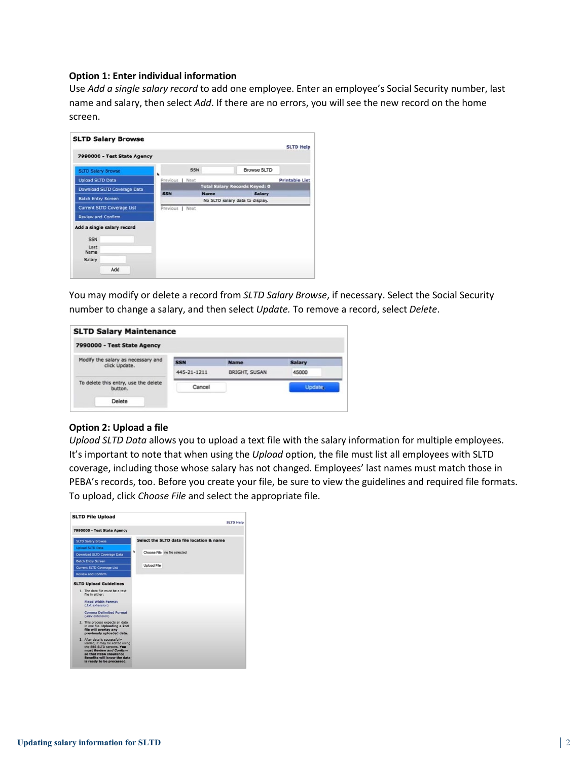### Option 1: Enter individual information

Use *Add a single salary record* to add one employee. Enter an employee's Social Security number, last name and salary, then select *Add*. If there are no errors, you will see the new record on the home screen.

You may modify or delete a record from *SLTD Salary Browse*, if necessary. Select the Social Security number to change a salary, and then select *Update.* To remove a record, select *Delete*.

### Option 2: Upload a file

*Upload SLTD Data* allows you to upload a text file with the salary information for multiple employees. It's important to note that when using the *Upload* option, the file must list all employees with SLTD coverage, including those whose salary has not changed. Employees' last names must match those in PEBA's records, too. Before you create your file, be sure to view the guidelines and required file formats. To upload, click *Choose File* and select the appropriate file.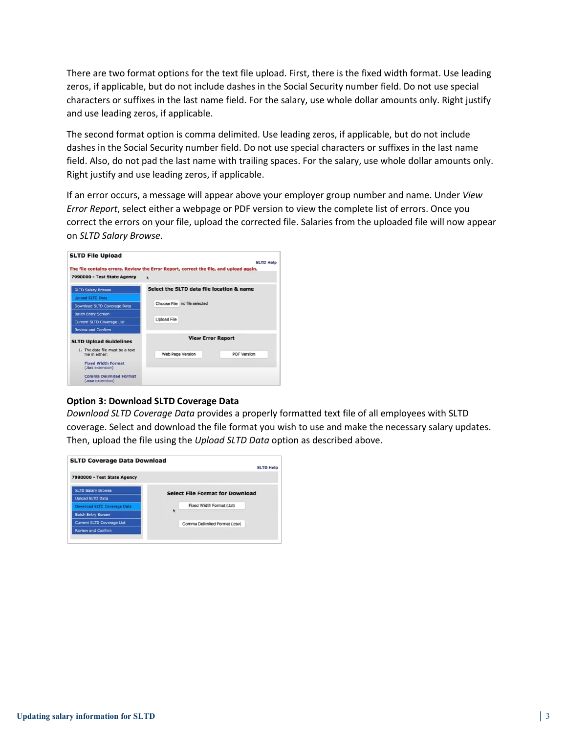There are two format options for the text file upload. First, there is the fixed width format. Use leading zeros, if applicable, but do not include dashes in the Social Security number field. Do not use special characters or suffixes in the last name field. For the salary, use whole dollar amounts only. Right justify and use leading zeros, if applicable.

The second format option is comma delimited. Use leading zeros, if applicable, but do not include dashes in the Social Security number field. Do not use special characters or suffixes in the last name field. Also, do not pad the last name with trailing spaces. For the salary, use whole dollar amounts only. Right justify and use leading zeros, if applicable.

If an error occurs, a message will appear above your employer group number and name. Under *View Error Report*, select either a webpage or PDF version to view the complete list of errors. Once you correct the errors on your file, upload the corrected file. Salaries from the uploaded file will now appear on *SLTD Salary Browse*.

**SLTD File Upload**

SLTD Help

The file contains errors. Review the Error Report, correct the file, and upload again.

7990000 - Test State Agency

- SLTD Salary Browse
- Upload SLTD Data
- Download SLTD Coverage Data
- Batch Entry Screen
- Current SLTD Coverage List
- Review and Confirm

**Select the SLTD data file location & name**

Choose File no file selected

Upload File

**View Error Report**

Web Page Version | PDF Version

**SLTD Upload Guidelines**

1. The data file must be a text file in either:

   Fixed Width Format (.txt extension)

   Comma Delimited Format (.csv extension)

**Option 3: Download SLTD Coverage Data**

*Download SLTD Coverage Data* provides a properly formatted text file of all employees with SLTD coverage. Select and download the file format you wish to use and make the necessary salary updates. Then, upload the file using the *Upload SLTD Data* option as described above.

**SLTD Coverage Data Download**

SLTD Help

7990000 - Test State Agency

- SLTD Salary Browse
- Upload SLTD Data
- Download SLTD Coverage Data
- Batch Entry Screen
- Current SLTD Coverage List
- Review and Confirm

**Select File Format for Download**

Fixed Width Format (.txt)

Comma Delimited Format (.csv)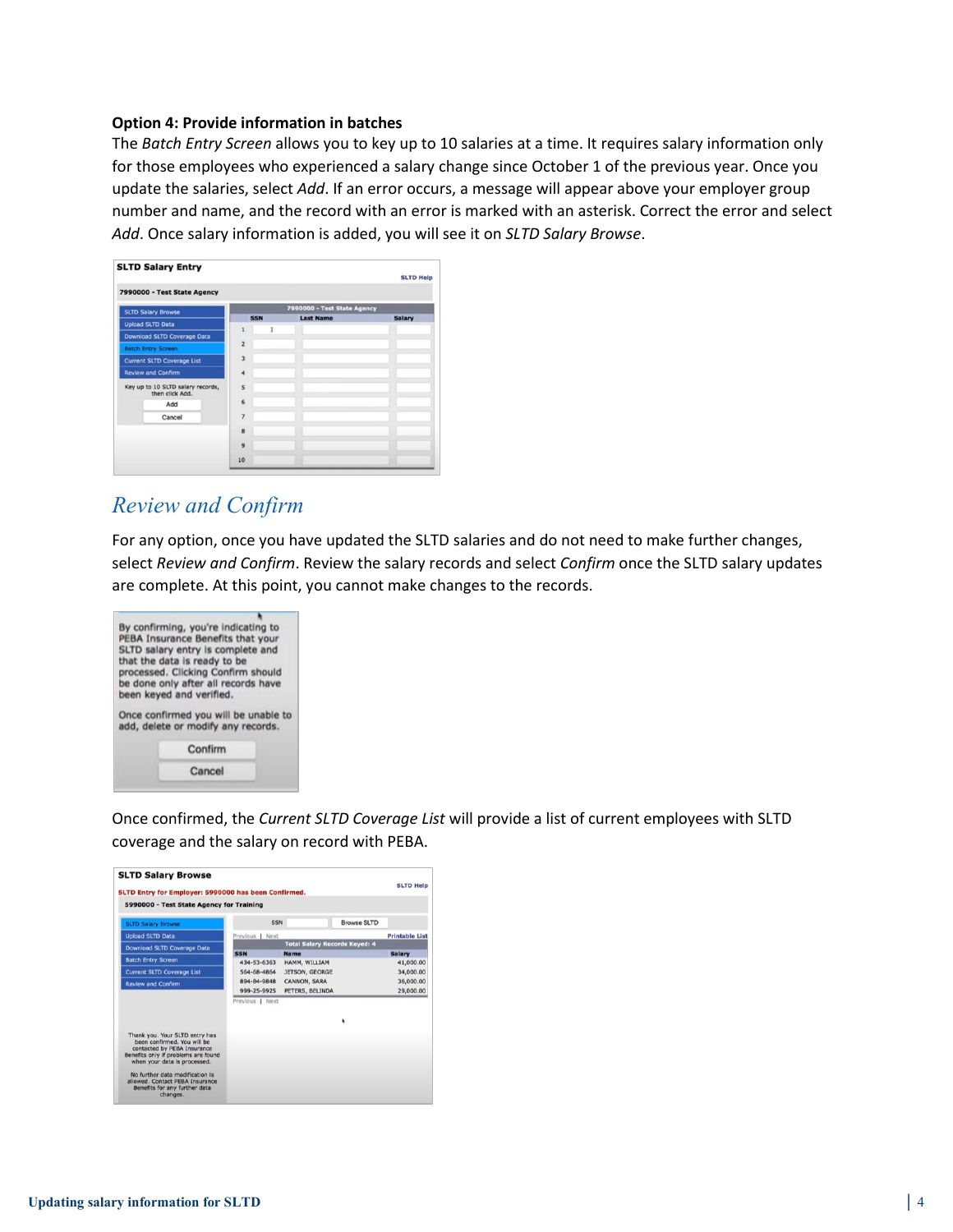**Option 4: Provide information in batches**

The *Batch Entry Screen* allows you to key up to 10 salaries at a time. It requires salary information only for those employees who experienced a salary change since October 1 of the previous year. Once you update the salaries, select *Add*. If an error occurs, a message will appear above your employer group number and name, and the record with an error is marked with an asterisk. Correct the error and select *Add*. Once salary information is added, you will see it on *SLTD Salary Browse*.

## Review and Confirm

For any option, once you have updated the SLTD salaries and do not need to make further changes, select *Review and Confirm*. Review the salary records and select *Confirm* once the SLTD salary updates are complete. At this point, you cannot make changes to the records.

Once confirmed, the *Current SLTD Coverage List* will provide a list of current employees with SLTD coverage and the salary on record with PEBA.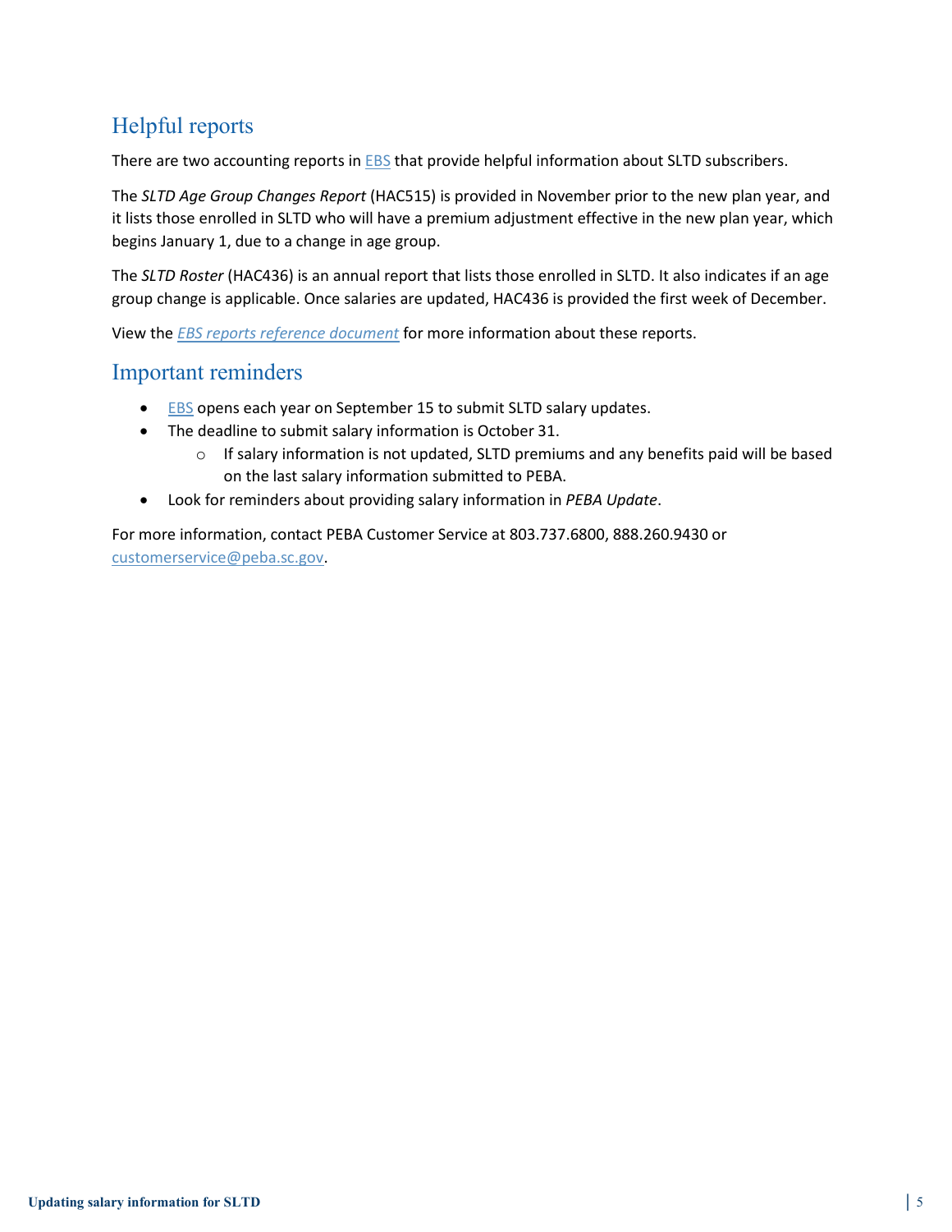## Helpful reports

There are two accounting reports in EBS that provide helpful information about SLTD subscribers.

The *SLTD Age Group Changes Report* (HAC515) is provided in November prior to the new plan year, and it lists those enrolled in SLTD who will have a premium adjustment effective in the new plan year, which begins January 1, due to a change in age group.

The *SLTD Roster* (HAC436) is an annual report that lists those enrolled in SLTD. It also indicates if an age group change is applicable. Once salaries are updated, HAC436 is provided the first week of December.

View the *EBS reports reference document* for more information about these reports.

## Important reminders

- EBS opens each year on September 15 to submit SLTD salary updates.
- The deadline to submit salary information is October 31.
    - If salary information is not updated, SLTD premiums and any benefits paid will be based on the last salary information submitted to PEBA.
- Look for reminders about providing salary information in *PEBA Update*.

For more information, contact PEBA Customer Service at 803.737.6800, 888.260.9430 or customerservice@peba.sc.gov.